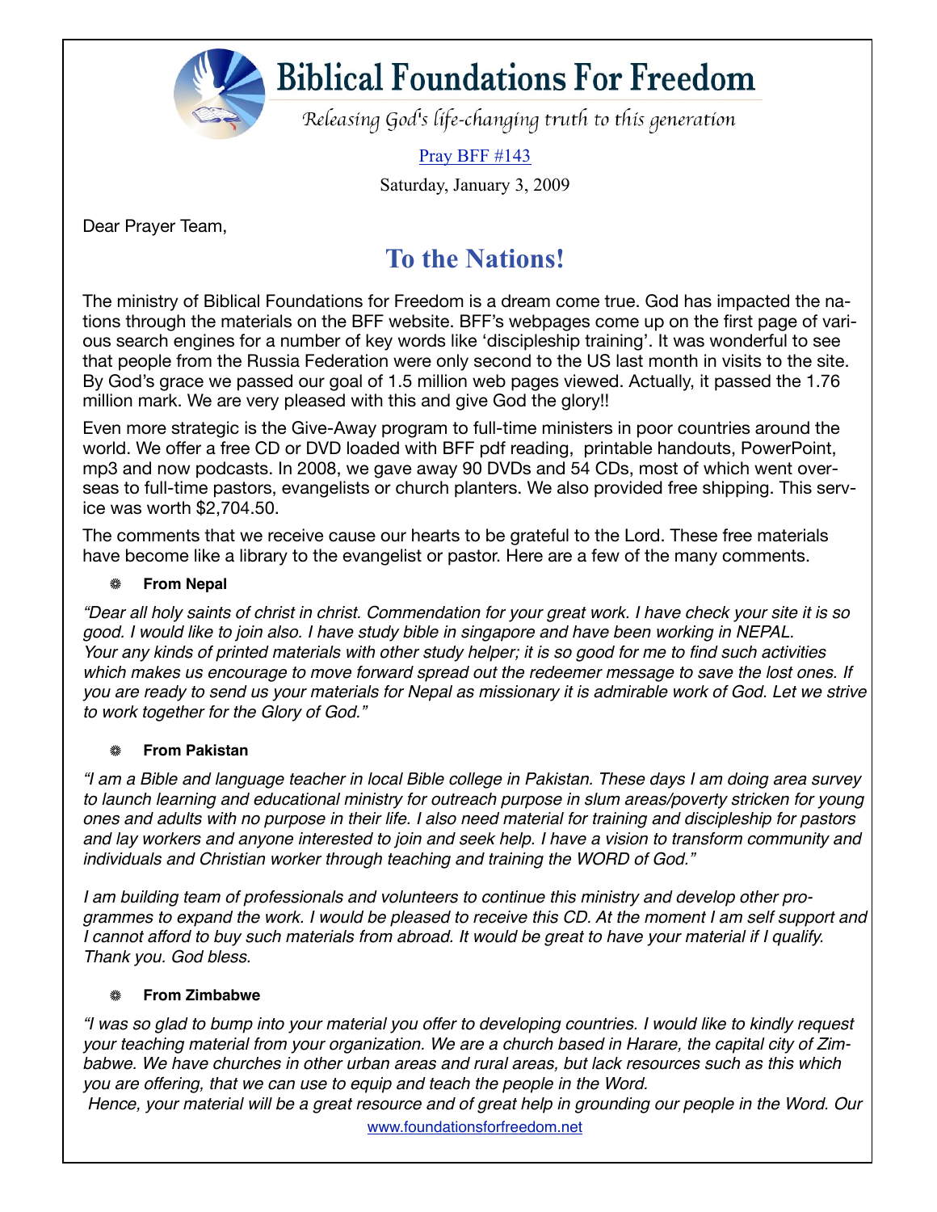# Biblical Foundations For Freedom

*Releasing God's life-changing truth to this generation*

[Pray BFF #143](#)

Saturday, January 3, 2009

Dear Prayer Team,

## To the Nations!

The ministry of Biblical Foundations for Freedom is a dream come true. God has impacted the nations through the materials on the BFF website. BFF's webpages come up on the first page of various search engines for a number of key words like 'discipleship training'. It was wonderful to see that people from the Russia Federation were only second to the US last month in visits to the site. By God's grace we passed our goal of 1.5 million web pages viewed. Actually, it passed the 1.76 million mark. We are very pleased with this and give God the glory!!

Even more strategic is the Give-Away program to full-time ministers in poor countries around the world. We offer a free CD or DVD loaded with BFF pdf reading, printable handouts, PowerPoint, mp3 and now podcasts. In 2008, we gave away 90 DVDs and 54 CDs, most of which went overseas to full-time pastors, evangelists or church planters. We also provided free shipping. This service was worth $2,704.50.

The comments that we receive cause our hearts to be grateful to the Lord. These free materials have become like a library to the evangelist or pastor. Here are a few of the many comments.

- **From Nepal**

*"Dear all holy saints of christ in christ. Commendation for your great work. I have check your site it is so good. I would like to join also. I have study bible in singapore and have been working in NEPAL. Your any kinds of printed materials with other study helper; it is so good for me to find such activities which makes us encourage to move forward spread out the redeemer message to save the lost ones. If you are ready to send us your materials for Nepal as missionary it is admirable work of God. Let we strive to work together for the Glory of God."*

- **From Pakistan**

*"I am a Bible and language teacher in local Bible college in Pakistan. These days I am doing area survey to launch learning and educational ministry for outreach purpose in slum areas/poverty stricken for young ones and adults with no purpose in their life. I also need material for training and discipleship for pastors and lay workers and anyone interested to join and seek help. I have a vision to transform community and individuals and Christian worker through teaching and training the WORD of God."*

*I am building team of professionals and volunteers to continue this ministry and develop other programmes to expand the work. I would be pleased to receive this CD. At the moment I am self support and I cannot afford to buy such materials from abroad. It would be great to have your material if I qualify. Thank you. God bless.*

- **From Zimbabwe**

*"I was so glad to bump into your material you offer to developing countries. I would like to kindly request your teaching material from your organization. We are a church based in Harare, the capital city of Zimbabwe. We have churches in other urban areas and rural areas, but lack resources such as this which you are offering, that we can use to equip and teach the people in the Word.*

*Hence, your material will be a great resource and of great help in grounding our people in the Word. Our*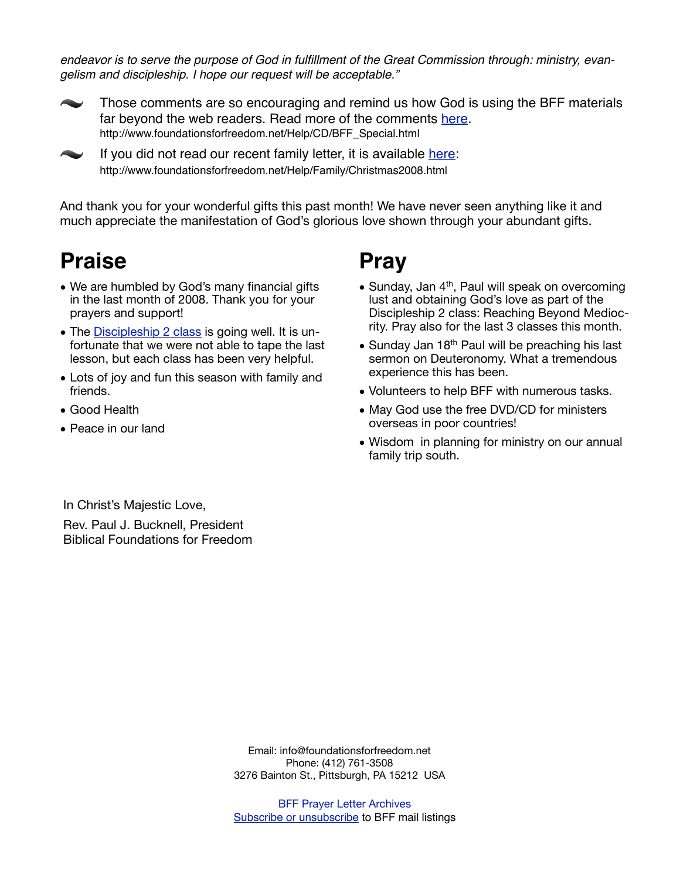*endeavor is to serve the purpose of God in fulfillment of the Great Commission through: ministry, evangelism and discipleship. I hope our request will be acceptable."*

- Those comments are so encouraging and remind us how God is using the BFF materials far beyond the web readers. Read more of the comments here.
  http://www.foundationsforfreedom.net/Help/CD/BFF_Special.html
- If you did not read our recent family letter, it is available here:
  http://www.foundationsforfreedom.net/Help/Family/Christmas2008.html

And thank you for your wonderful gifts this past month! We have never seen anything like it and much appreciate the manifestation of God's glorious love shown through your abundant gifts.

# Praise

- We are humbled by God's many financial gifts in the last month of 2008. Thank you for your prayers and support!
- The Discipleship 2 class is going well. It is unfortunate that we were not able to tape the last lesson, but each class has been very helpful.
- Lots of joy and fun this season with family and friends.
- Good Health
- Peace in our land

# Pray

- Sunday, Jan 4th, Paul will speak on overcoming lust and obtaining God's love as part of the Discipleship 2 class: Reaching Beyond Mediocrity. Pray also for the last 3 classes this month.
- Sunday Jan 18th Paul will be preaching his last sermon on Deuteronomy. What a tremendous experience this has been.
- Volunteers to help BFF with numerous tasks.
- May God use the free DVD/CD for ministers overseas in poor countries!
- Wisdom in planning for ministry on our annual family trip south.

In Christ's Majestic Love,

Rev. Paul J. Bucknell, President
Biblical Foundations for Freedom

Email: info@foundationsforfreedom.net
Phone: (412) 761-3508
3276 Bainton St., Pittsburgh, PA 15212 USA

BFF Prayer Letter Archives
Subscribe or unsubscribe to BFF mail listings